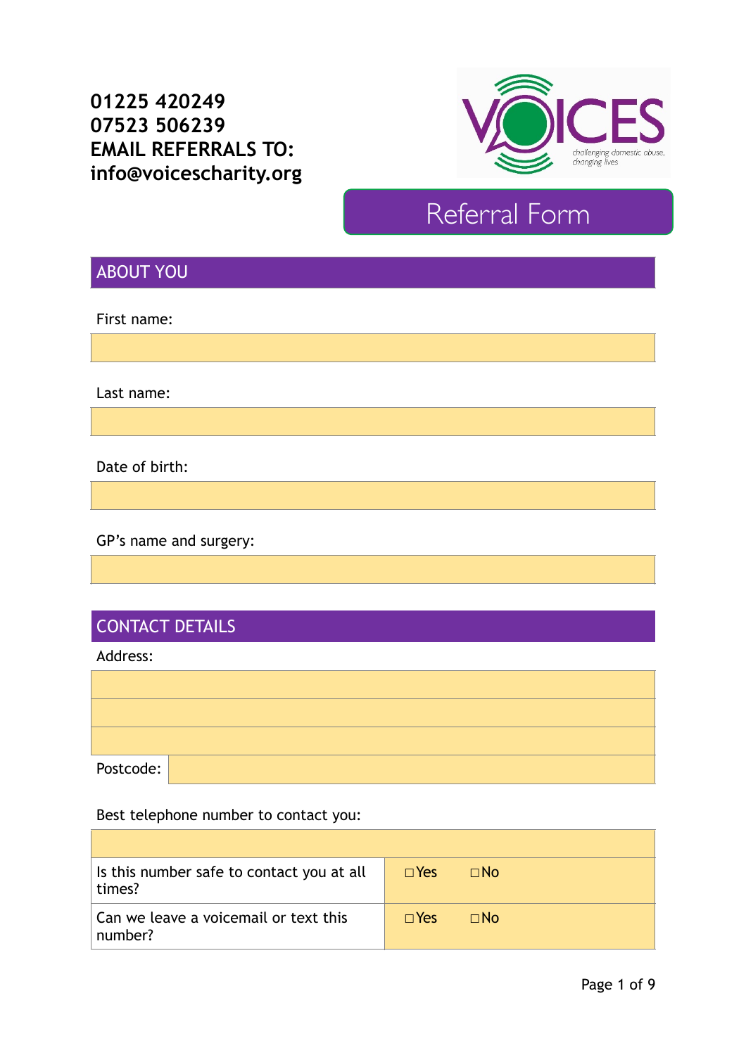**01225 420249**
**07523 506239**
**EMAIL REFERRALS TO:**
**info@voicescharity.org**

VOICES
challenging domestic abuse, changing lives

# Referral Form

## ABOUT YOU

First name:

Last name:

Date of birth:

GP's name and surgery:

## CONTACT DETAILS

Address:

Postcode:

Best telephone number to contact you:

| | |
|---|---|
| Is this number safe to contact you at all times? | □ Yes □ No |
| Can we leave a voicemail or text this number? | □ Yes □ No |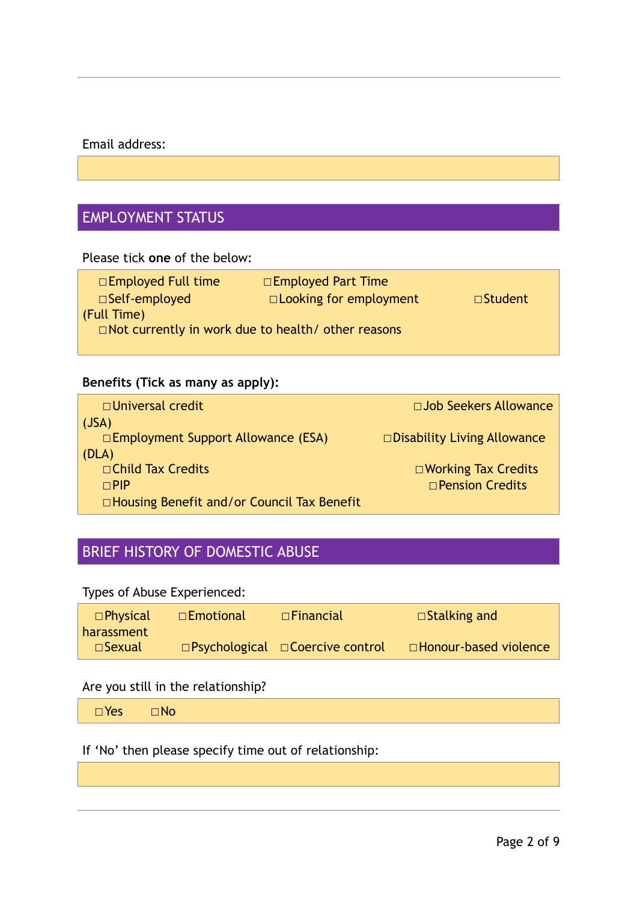Email address:

## EMPLOYMENT STATUS

Please tick **one** of the below:

☐Employed Full time ☐Employed Part Time
☐Self-employed ☐Looking for employment ☐Student (Full Time)
☐Not currently in work due to health/ other reasons

**Benefits (Tick as many as apply):**

☐Universal credit ☐Job Seekers Allowance (JSA)
☐Employment Support Allowance (ESA) ☐Disability Living Allowance (DLA)
☐Child Tax Credits ☐Working Tax Credits
☐PIP ☐Pension Credits
☐Housing Benefit and/or Council Tax Benefit

## BRIEF HISTORY OF DOMESTIC ABUSE

Types of Abuse Experienced:

☐Physical ☐Emotional ☐Financial ☐Stalking and harassment
☐Sexual ☐Psychological ☐Coercive control ☐Honour-based violence

Are you still in the relationship?

☐Yes ☐No

If 'No' then please specify time out of relationship: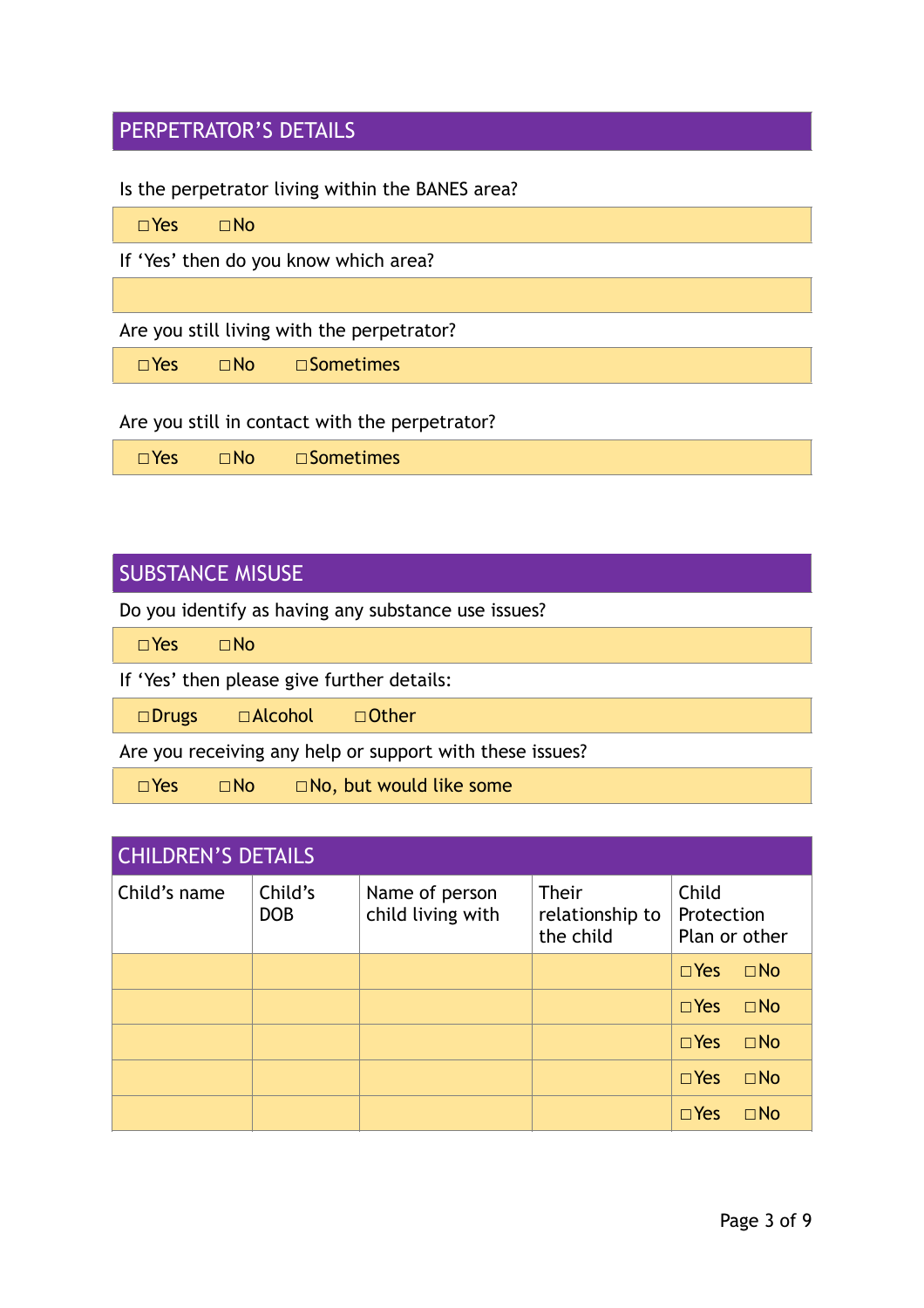## PERPETRATOR'S DETAILS

Is the perpetrator living within the BANES area?

□Yes □No

If 'Yes' then do you know which area?

Are you still living with the perpetrator?

□Yes □No □Sometimes

Are you still in contact with the perpetrator?

□Yes □No □Sometimes

## SUBSTANCE MISUSE

Do you identify as having any substance use issues?

□Yes □No

If 'Yes' then please give further details:

□Drugs □Alcohol □Other

Are you receiving any help or support with these issues?

□Yes □No □No, but would like some

## CHILDREN'S DETAILS

| Child's name | Child's DOB | Name of person child living with | Their relationship to the child | Child Protection Plan or other |
|---|---|---|---|---|
| | | | | □Yes □No |
| | | | | □Yes □No |
| | | | | □Yes □No |
| | | | | □Yes □No |
| | | | | □Yes □No |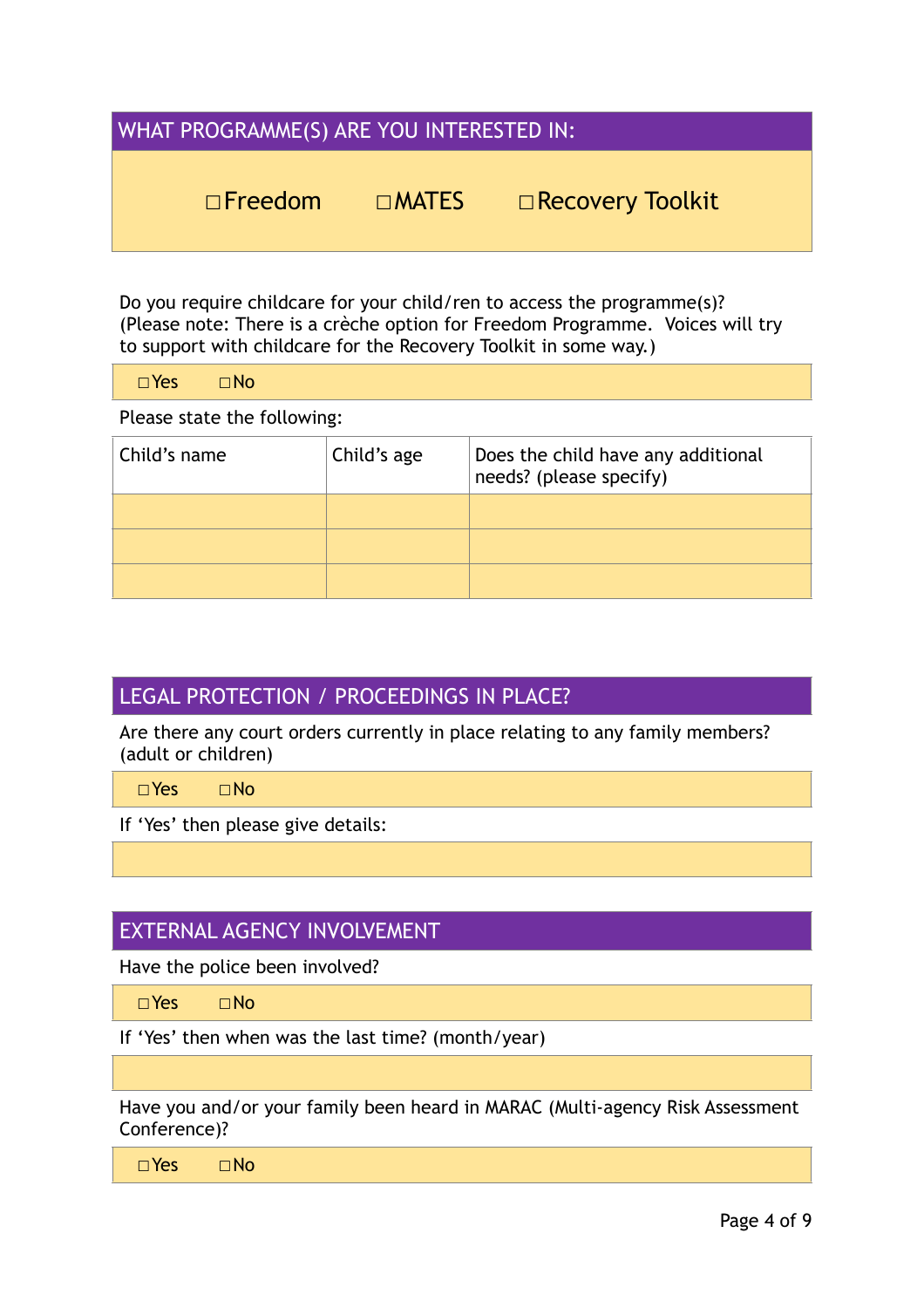## WHAT PROGRAMME(S) ARE YOU INTERESTED IN:

□ Freedom □ MATES □ Recovery Toolkit

Do you require childcare for your child/ren to access the programme(s)? (Please note: There is a crèche option for Freedom Programme. Voices will try to support with childcare for the Recovery Toolkit in some way.)

□ Yes □ No

Please state the following:

| Child's name | Child's age | Does the child have any additional needs? (please specify) |
|---|---|---|
| | | |
| | | |
| | | |

## LEGAL PROTECTION / PROCEEDINGS IN PLACE?

Are there any court orders currently in place relating to any family members? (adult or children)

□ Yes □ No

If 'Yes' then please give details:

## EXTERNAL AGENCY INVOLVEMENT

Have the police been involved?

□ Yes □ No

If 'Yes' then when was the last time? (month/year)

Have you and/or your family been heard in MARAC (Multi-agency Risk Assessment Conference)?

□ Yes □ No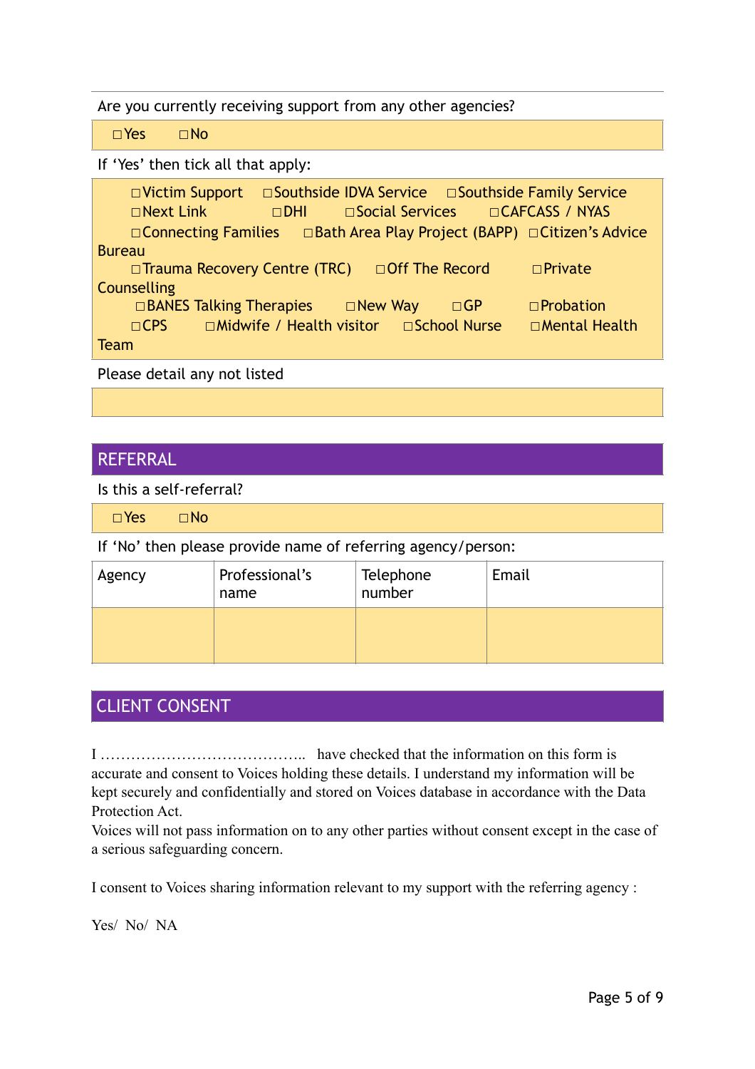Are you currently receiving support from any other agencies?

☐Yes ☐No

If 'Yes' then tick all that apply:

☐Victim Support ☐Southside IDVA Service ☐Southside Family Service
☐Next Link ☐DHI ☐Social Services ☐CAFCASS / NYAS
☐Connecting Families ☐Bath Area Play Project (BAPP) ☐Citizen's Advice Bureau
☐Trauma Recovery Centre (TRC) ☐Off The Record ☐Private Counselling
☐BANES Talking Therapies ☐New Way ☐GP ☐Probation
☐CPS ☐Midwife / Health visitor ☐School Nurse ☐Mental Health Team

Please detail any not listed

## REFERRAL

Is this a self-referral?

☐Yes ☐No

If 'No' then please provide name of referring agency/person:

| Agency | Professional's name | Telephone number | Email |
|---|---|---|---|
| | | | |

## CLIENT CONSENT

I ………………………………….. have checked that the information on this form is accurate and consent to Voices holding these details. I understand my information will be kept securely and confidentially and stored on Voices database in accordance with the Data Protection Act.
Voices will not pass information on to any other parties without consent except in the case of a serious safeguarding concern.

I consent to Voices sharing information relevant to my support with the referring agency :

Yes/ No/ NA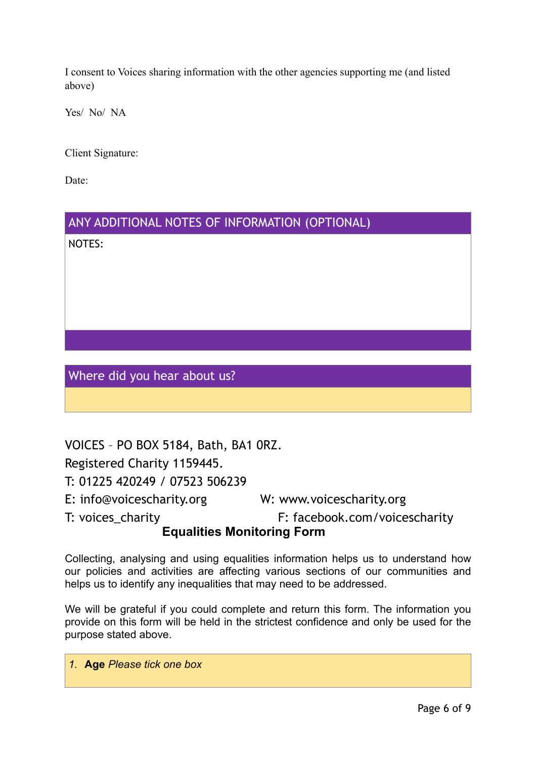I consent to Voices sharing information with the other agencies supporting me (and listed above)

Yes/ No/ NA

Client Signature:

Date:

## ANY ADDITIONAL NOTES OF INFORMATION (OPTIONAL)

NOTES:

## Where did you hear about us?

VOICES – PO BOX 5184, Bath, BA1 0RZ.

Registered Charity 1159445.

T: 01225 420249 / 07523 506239

E: info@voicescharity.org W: www.voicescharity.org

T: voices_charity F: facebook.com/voicescharity

# Equalities Monitoring Form

Collecting, analysing and using equalities information helps us to understand how our policies and activities are affecting various sections of our communities and helps us to identify any inequalities that may need to be addressed.

We will be grateful if you could complete and return this form. The information you provide on this form will be held in the strictest confidence and only be used for the purpose stated above.

1. **Age** *Please tick one box*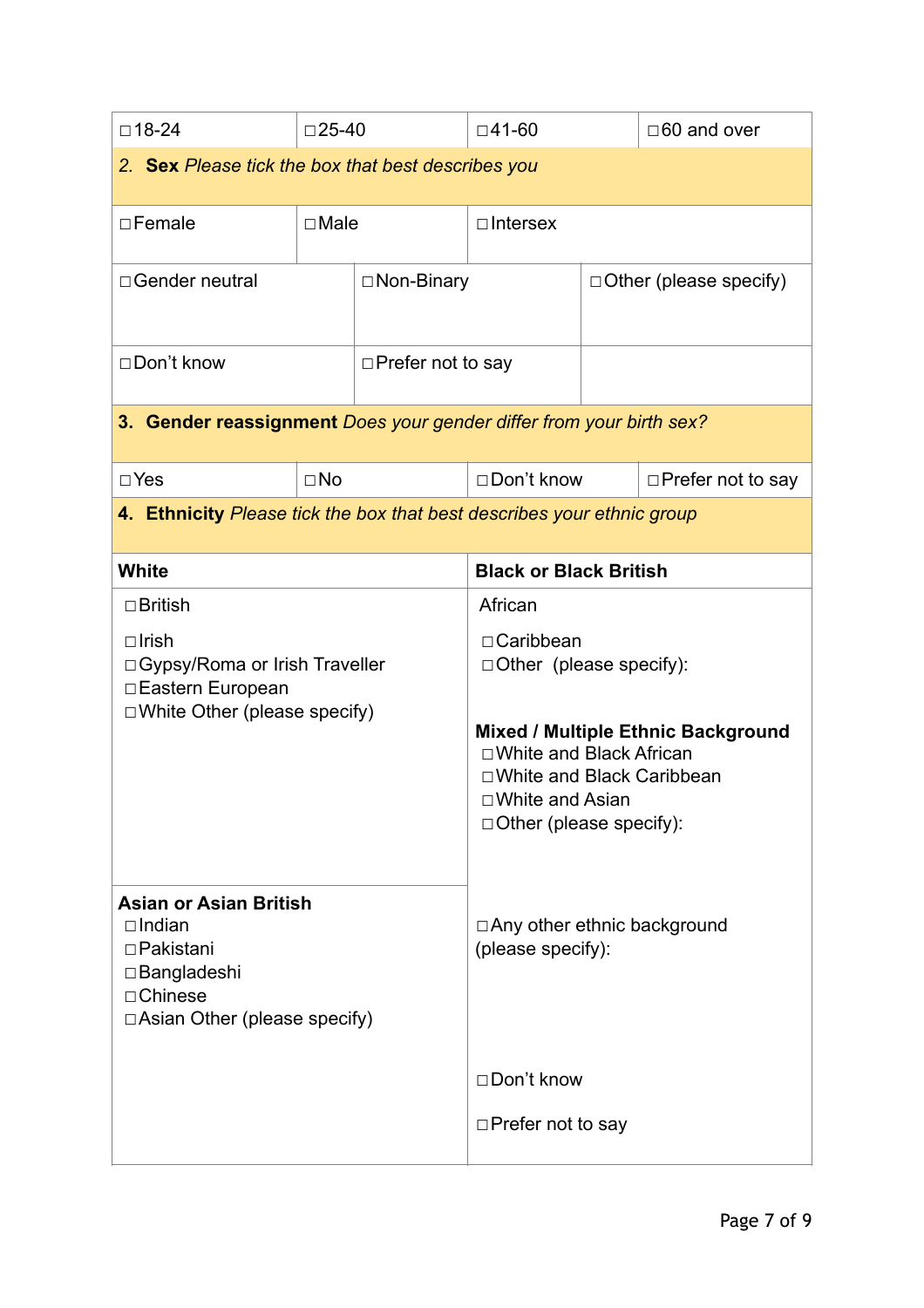| | | | |
|---|---|---|---|
| □18-24 | □25-40 | □41-60 | □60 and over |

2. **Sex** *Please tick the box that best describes you*

| | | |
|---|---|---|
| □Female | □Male | □Intersex |
| □Gender neutral | □Non-Binary | □Other (please specify) |
| □Don't know | □Prefer not to say | |

3. **Gender reassignment** *Does your gender differ from your birth sex?*

| | | | |
|---|---|---|---|
| □Yes | □No | □Don't know | □Prefer not to say |

4. **Ethnicity** *Please tick the box that best describes your ethnic group*

**White**

□British

□Irish
□Gypsy/Roma or Irish Traveller
□Eastern European
□White Other (please specify)

**Black or Black British**

African

□Caribbean
□Other (please specify):

**Mixed / Multiple Ethnic Background**
□White and Black African
□White and Black Caribbean
□White and Asian
□Other (please specify):

**Asian or Asian British**
□Indian
□Pakistani
□Bangladeshi
□Chinese
□Asian Other (please specify)

□Any other ethnic background (please specify):

□Don't know

□Prefer not to say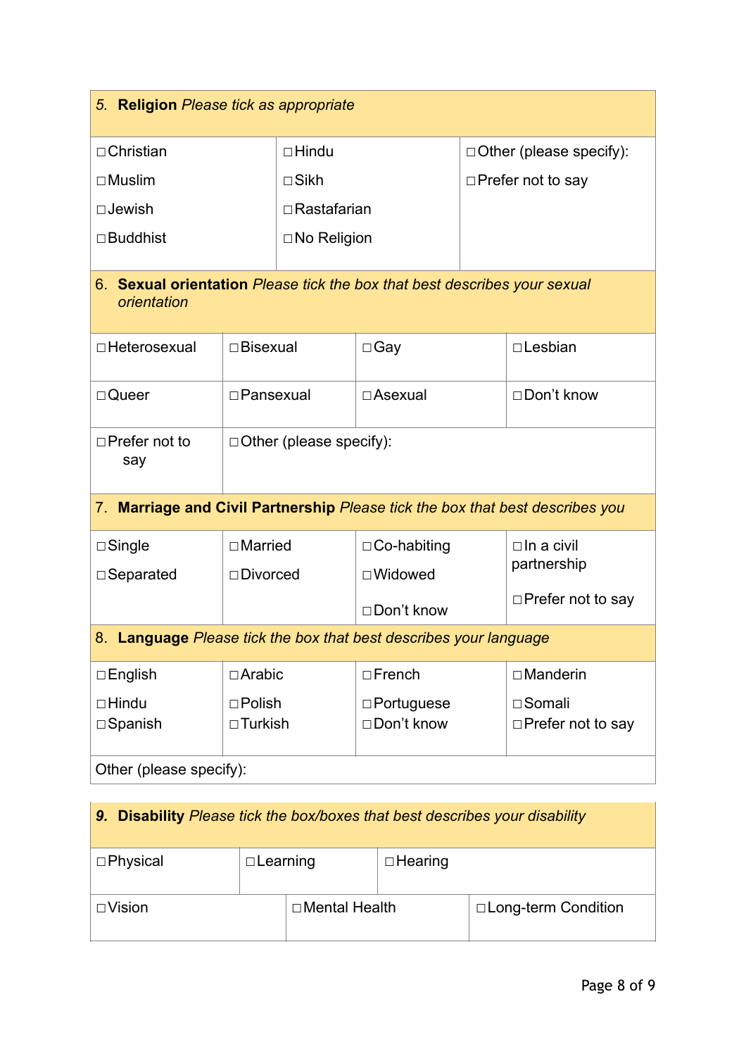| 5. **Religion** *Please tick as appropriate* | | |
|---|---|---|
| □Christian<br>□Muslim<br>□Jewish<br>□Buddhist | □Hindu<br>□Sikh<br>□Rastafarian<br>□No Religion | □Other (please specify):<br>□Prefer not to say |

| 6. **Sexual orientation** *Please tick the box that best describes your sexual orientation* | | | |
|---|---|---|---|
| □Heterosexual | □Bisexual | □Gay | □Lesbian |
| □Queer | □Pansexual | □Asexual | □Don't know |
| □Prefer not to say | □Other (please specify): | | |

| 7. **Marriage and Civil Partnership** *Please tick the box that best describes you* | | | |
|---|---|---|---|
| □Single<br>□Separated | □Married<br>□Divorced | □Co-habiting<br>□Widowed<br>□Don't know | □In a civil partnership<br>□Prefer not to say |

| 8. **Language** *Please tick the box that best describes your language* | | | |
|---|---|---|---|
| □English<br>□Hindu<br>□Spanish | □Arabic<br>□Polish<br>□Turkish | □French<br>□Portuguese<br>□Don't know | □Manderin<br>□Somali<br>□Prefer not to say |
| Other (please specify): | | | |

| ***9.*** **Disability** *Please tick the box/boxes that best describes your disability* | | |
|---|---|---|
| □Physical | □Learning | □Hearing |
| □Vision | □Mental Health | □Long-term Condition |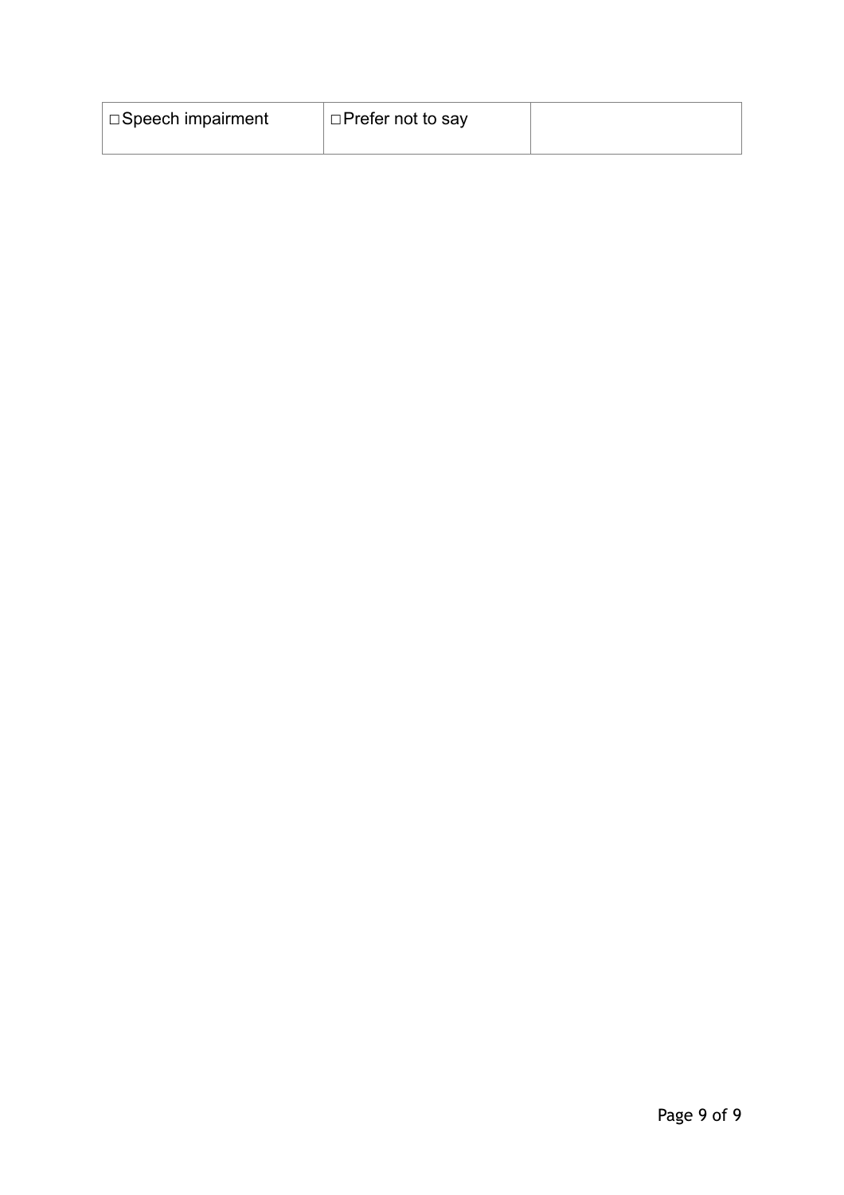| | | |
|---|---|---|
| □Speech impairment | □Prefer not to say | |